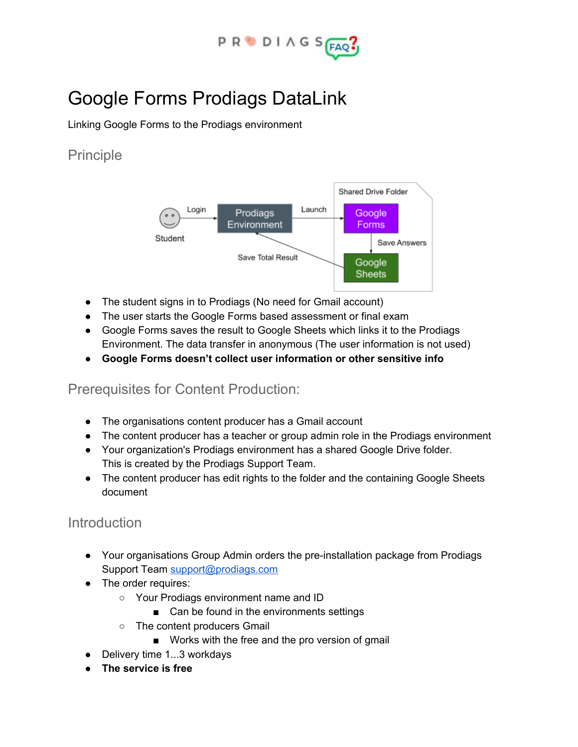# Google Forms Prodiags DataLink

Linking Google Forms to the Prodiags environment

## Principle

- The student signs in to Prodiags (No need for Gmail account)
- The user starts the Google Forms based assessment or final exam
- Google Forms saves the result to Google Sheets which links it to the Prodiags Environment. The data transfer in anonymous (The user information is not used)
- **Google Forms doesn't collect user information or other sensitive info**

## Prerequisites for Content Production:

- The organisations content producer has a Gmail account
- The content producer has a teacher or group admin role in the Prodiags environment
- Your organization's Prodiags environment has a shared Google Drive folder. This is created by the Prodiags Support Team.
- The content producer has edit rights to the folder and the containing Google Sheets document

## Introduction

- Your organisations Group Admin orders the pre-installation package from Prodiags Support Team support@prodiags.com
- The order requires:
  - Your Prodiags environment name and ID
    - Can be found in the environments settings
  - The content producers Gmail
    - Works with the free and the pro version of gmail
- Delivery time 1...3 workdays
- **The service is free**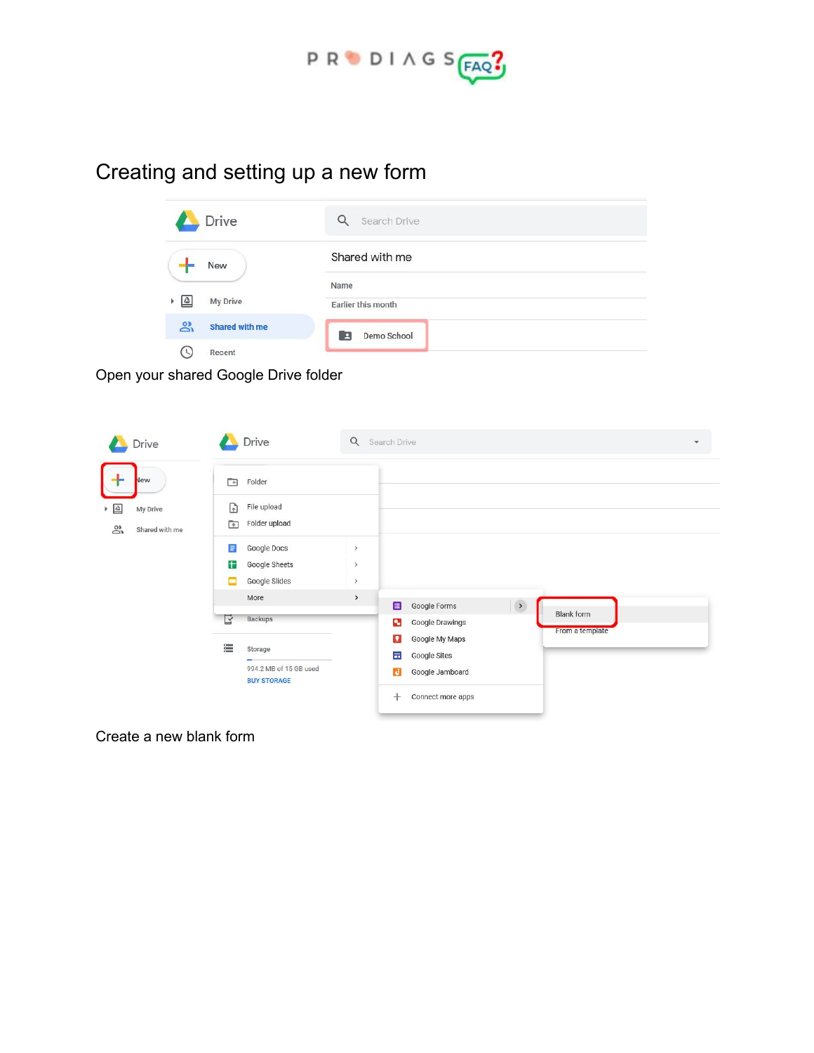# Creating and setting up a new form

Open your shared Google Drive folder

Create a new blank form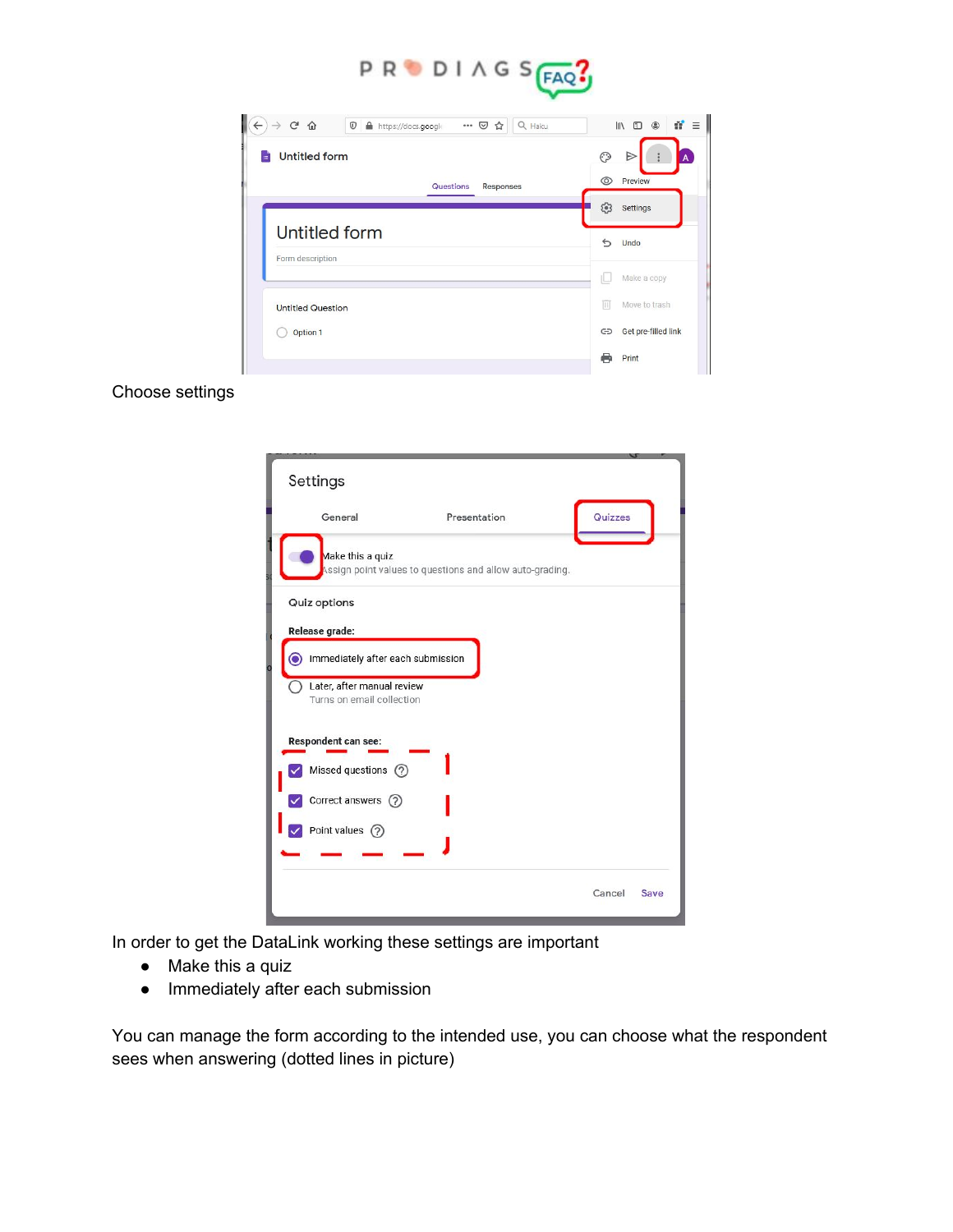Choose settings

In order to get the DataLink working these settings are important

- Make this a quiz
- Immediately after each submission

You can manage the form according to the intended use, you can choose what the respondent sees when answering (dotted lines in picture)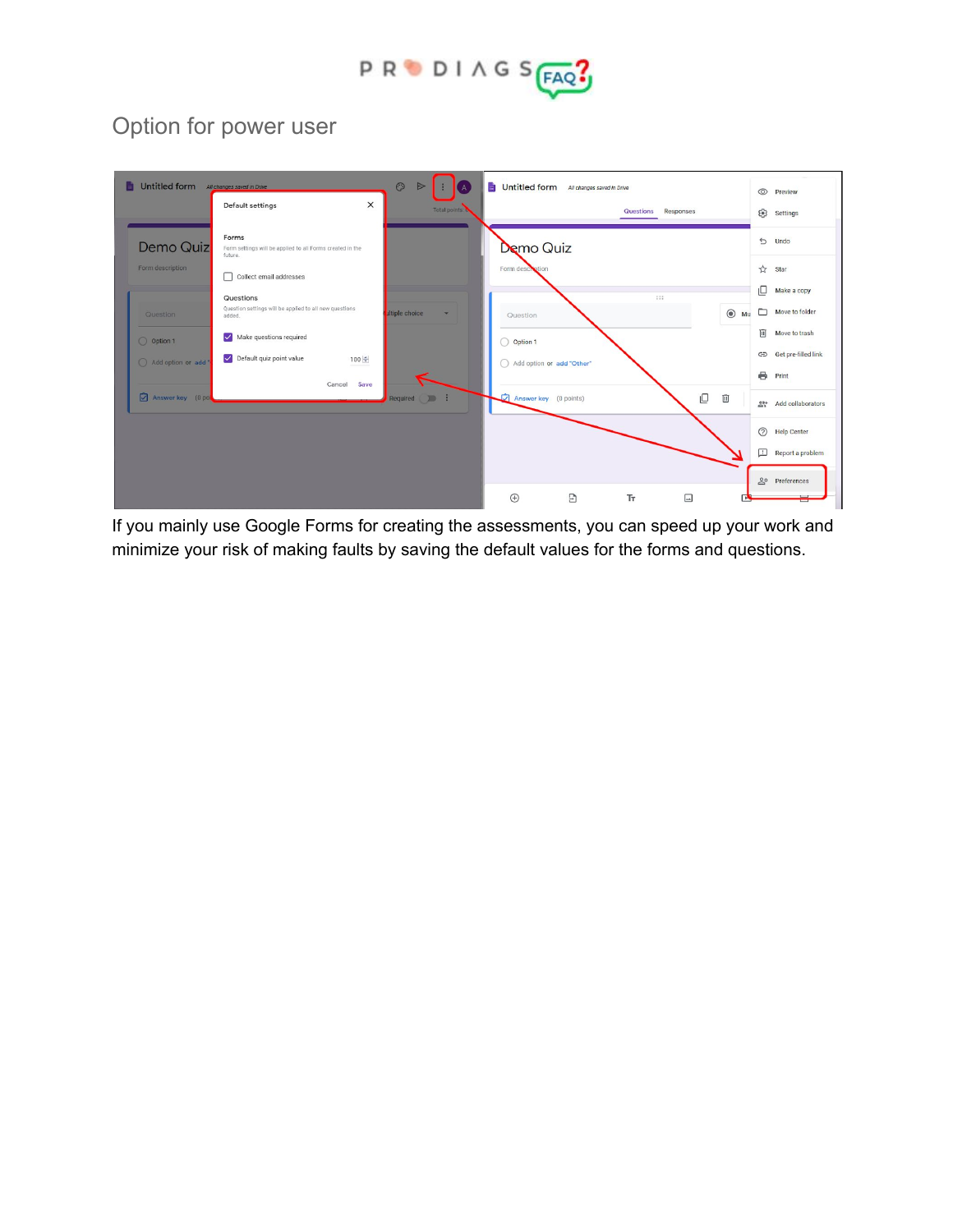## Option for power user

If you mainly use Google Forms for creating the assessments, you can speed up your work and minimize your risk of making faults by saving the default values for the forms and questions.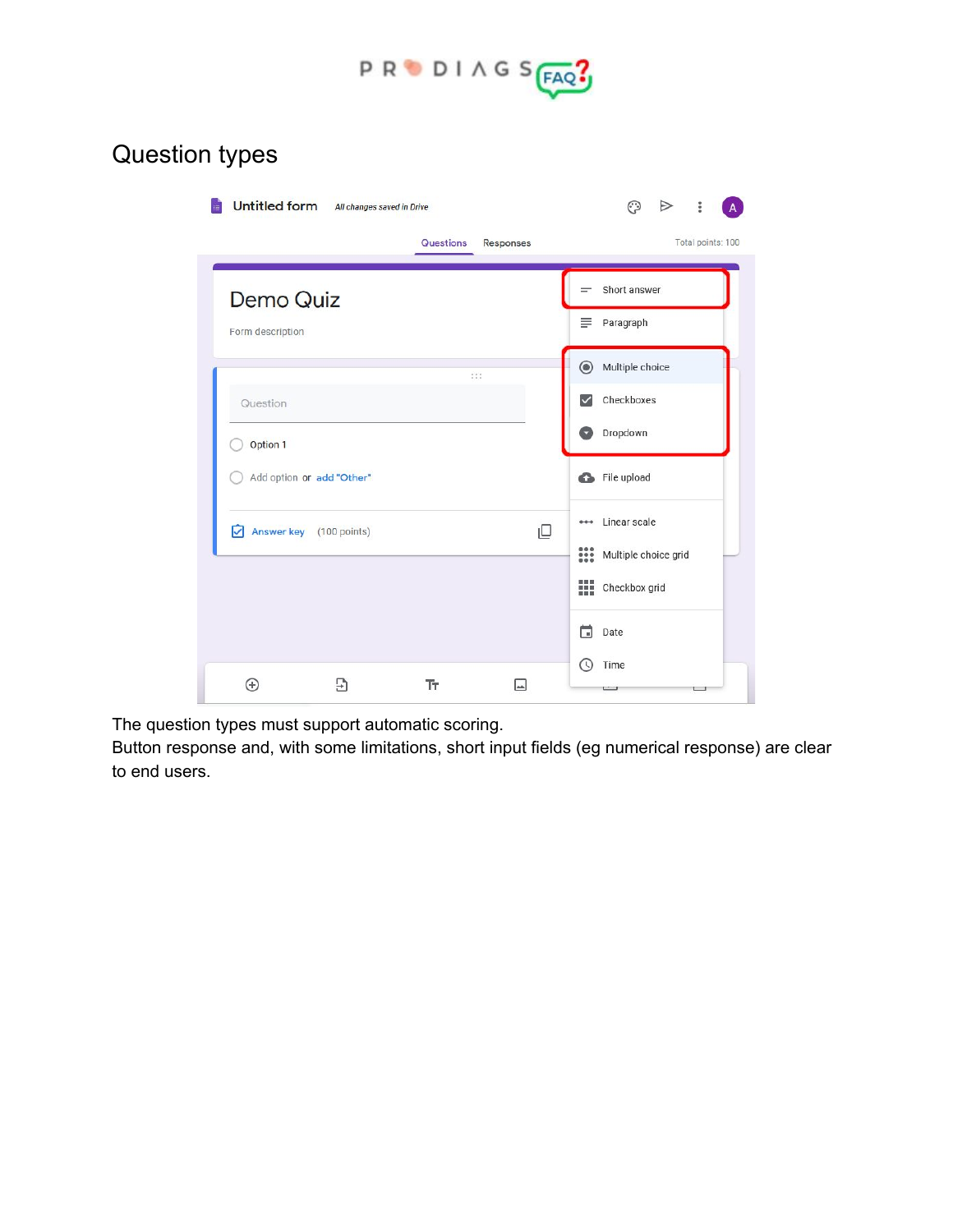# Question types

The question types must support automatic scoring.
Button response and, with some limitations, short input fields (eg numerical response) are clear to end users.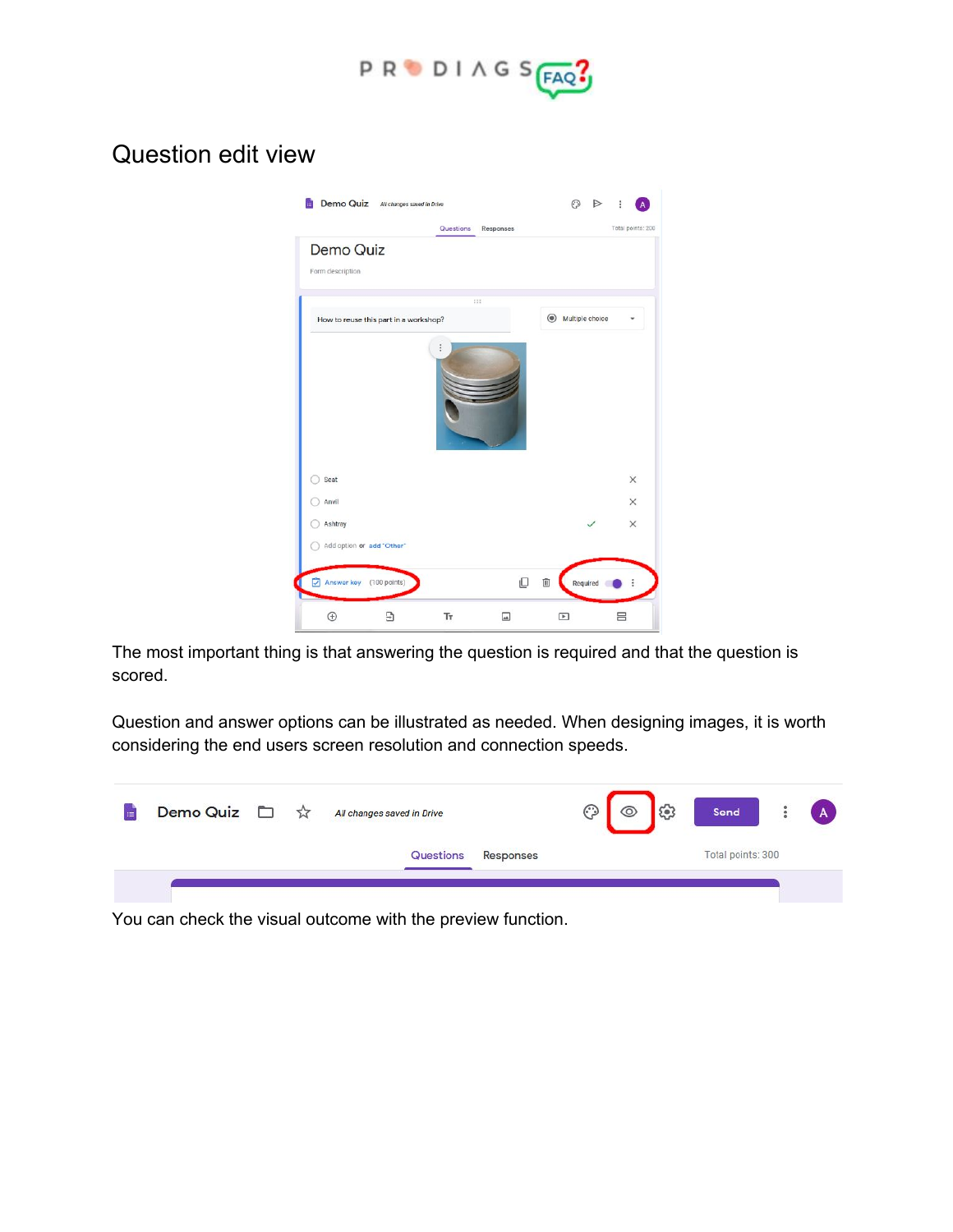## Question edit view

The most important thing is that answering the question is required and that the question is scored.

Question and answer options can be illustrated as needed. When designing images, it is worth considering the end users screen resolution and connection speeds.

You can check the visual outcome with the preview function.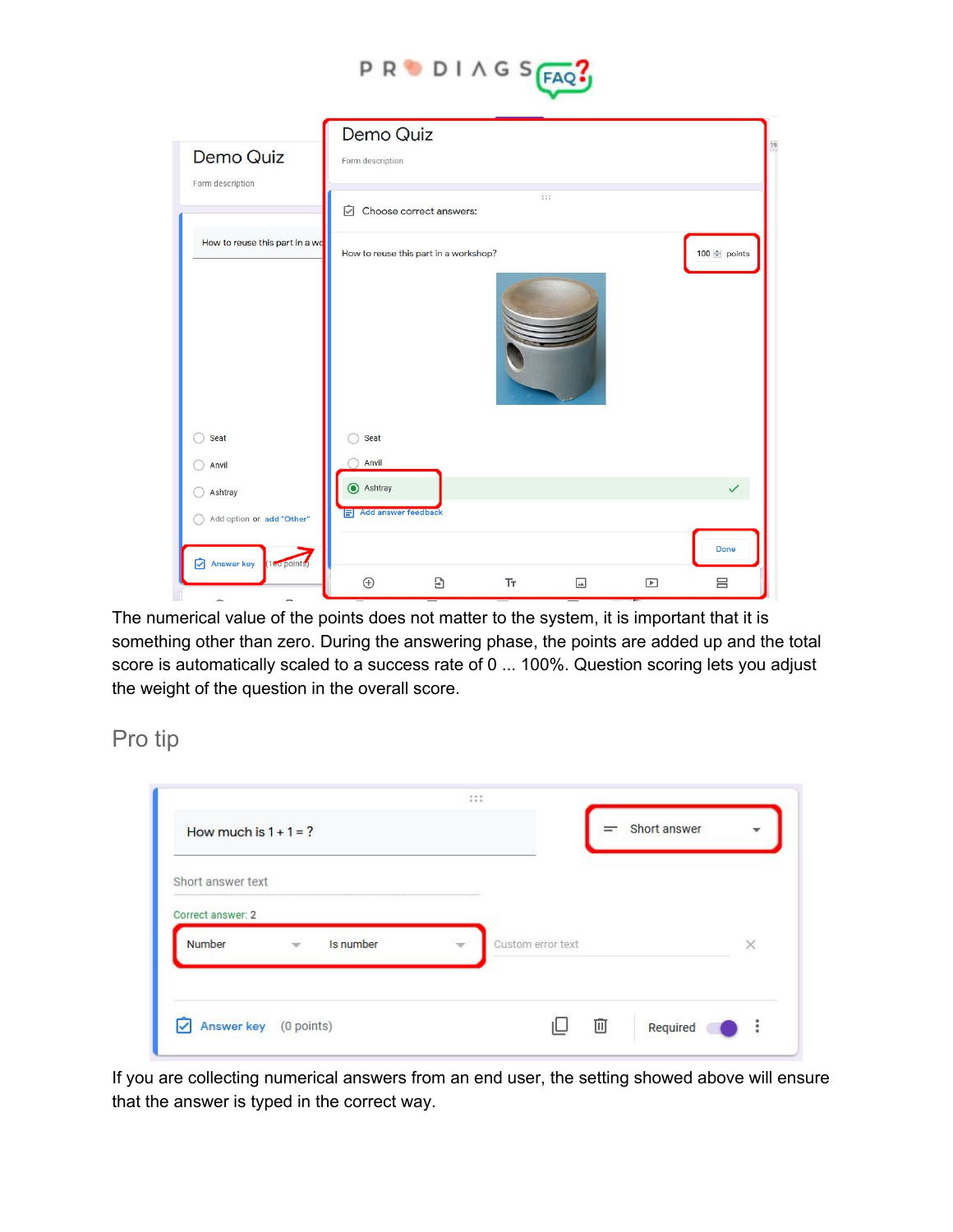The numerical value of the points does not matter to the system, it is important that it is something other than zero. During the answering phase, the points are added up and the total score is automatically scaled to a success rate of 0 ... 100%. Question scoring lets you adjust the weight of the question in the overall score.

## Pro tip

If you are collecting numerical answers from an end user, the setting showed above will ensure that the answer is typed in the correct way.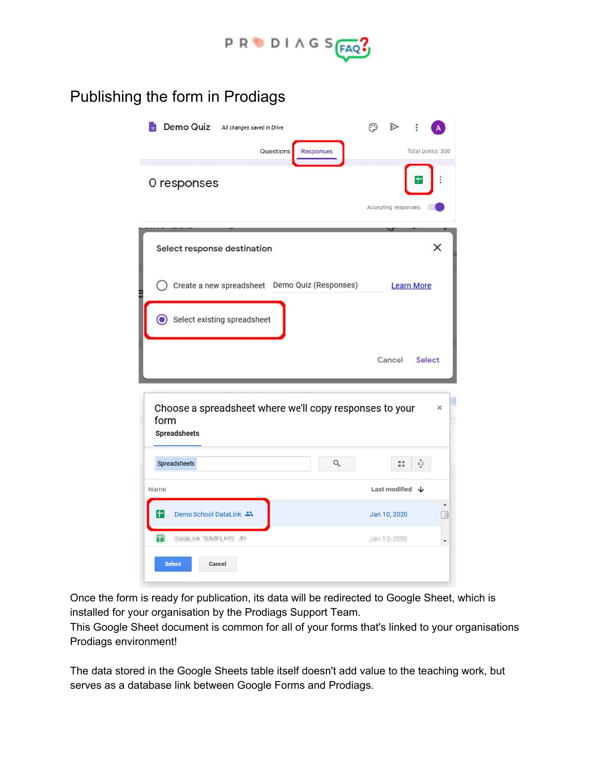# Publishing the form in Prodiags

Once the form is ready for publication, its data will be redirected to Google Sheet, which is installed for your organisation by the Prodiags Support Team.
This Google Sheet document is common for all of your forms that's linked to your organisations Prodiags environment!

The data stored in the Google Sheets table itself doesn't add value to the teaching work, but serves as a database link between Google Forms and Prodiags.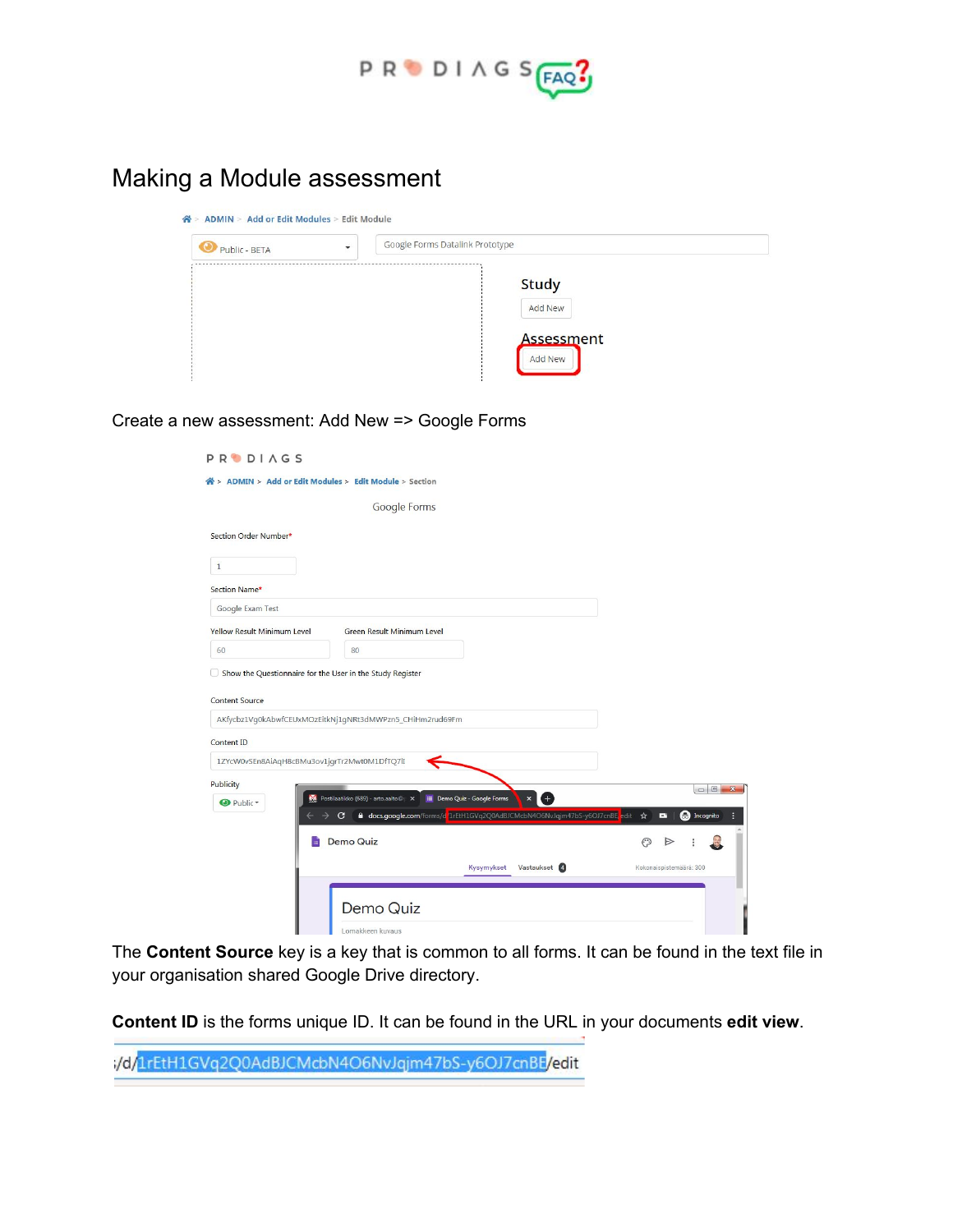# Making a Module assessment

Create a new assessment: Add New => Google Forms

The **Content Source** key is a key that is common to all forms. It can be found in the text file in your organisation shared Google Drive directory.

**Content ID** is the forms unique ID. It can be found in the URL in your documents **edit view**.